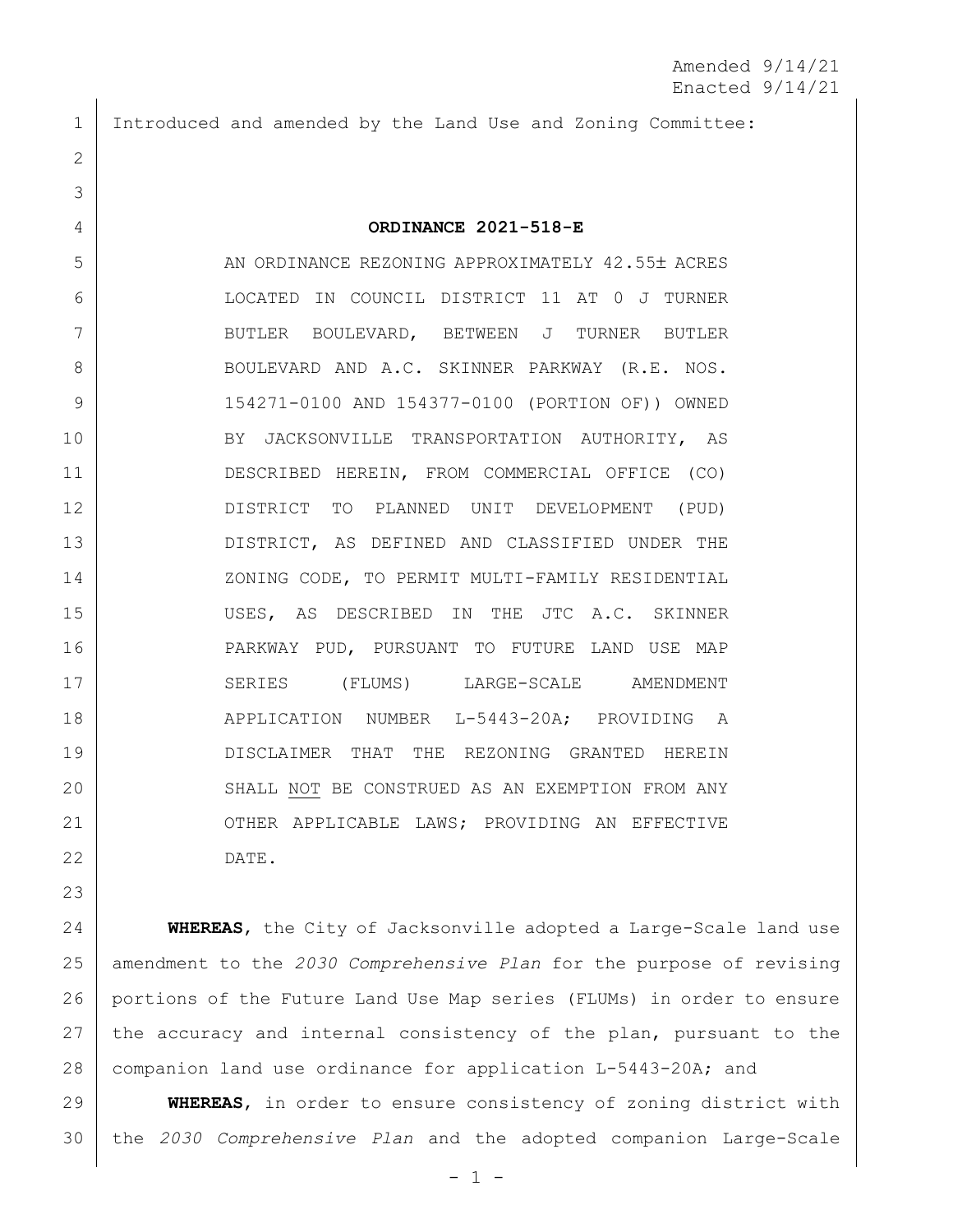Amended 9/14/21
Enacted 9/14/21

Introduced and amended by the Land Use and Zoning Committee:

**ORDINANCE 2021-518-E**

AN ORDINANCE REZONING APPROXIMATELY 42.55± ACRES LOCATED IN COUNCIL DISTRICT 11 AT 0 J TURNER BUTLER BOULEVARD, BETWEEN J TURNER BUTLER BOULEVARD AND A.C. SKINNER PARKWAY (R.E. NOS. 154271-0100 AND 154377-0100 (PORTION OF)) OWNED BY JACKSONVILLE TRANSPORTATION AUTHORITY, AS DESCRIBED HEREIN, FROM COMMERCIAL OFFICE (CO) DISTRICT TO PLANNED UNIT DEVELOPMENT (PUD) DISTRICT, AS DEFINED AND CLASSIFIED UNDER THE ZONING CODE, TO PERMIT MULTI-FAMILY RESIDENTIAL USES, AS DESCRIBED IN THE JTC A.C. SKINNER PARKWAY PUD, PURSUANT TO FUTURE LAND USE MAP SERIES (FLUMS) LARGE-SCALE AMENDMENT APPLICATION NUMBER L-5443-20A; PROVIDING A DISCLAIMER THAT THE REZONING GRANTED HEREIN SHALL <u>NOT</u> BE CONSTRUED AS AN EXEMPTION FROM ANY OTHER APPLICABLE LAWS; PROVIDING AN EFFECTIVE DATE.

**WHEREAS**, the City of Jacksonville adopted a Large-Scale land use amendment to the *2030 Comprehensive Plan* for the purpose of revising portions of the Future Land Use Map series (FLUMs) in order to ensure the accuracy and internal consistency of the plan, pursuant to the companion land use ordinance for application L-5443-20A; and

**WHEREAS**, in order to ensure consistency of zoning district with the *2030 Comprehensive Plan* and the adopted companion Large-Scale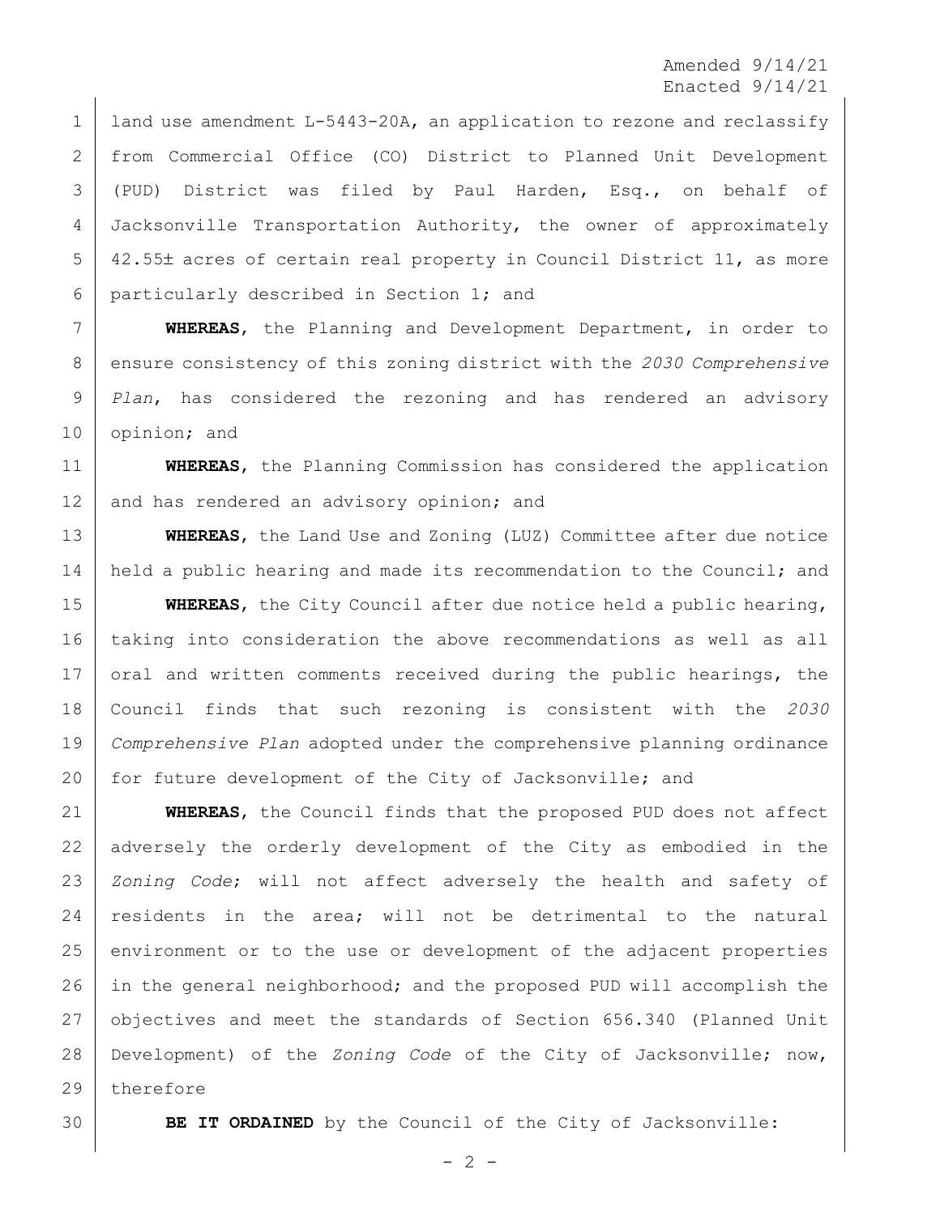land use amendment L-5443-20A, an application to rezone and reclassify from Commercial Office (CO) District to Planned Unit Development (PUD) District was filed by Paul Harden, Esq., on behalf of Jacksonville Transportation Authority, the owner of approximately 42.55± acres of certain real property in Council District 11, as more particularly described in Section 1; and

**WHEREAS**, the Planning and Development Department, in order to ensure consistency of this zoning district with the *2030 Comprehensive Plan*, has considered the rezoning and has rendered an advisory opinion; and

**WHEREAS**, the Planning Commission has considered the application and has rendered an advisory opinion; and

**WHEREAS**, the Land Use and Zoning (LUZ) Committee after due notice held a public hearing and made its recommendation to the Council; and

**WHEREAS**, the City Council after due notice held a public hearing, taking into consideration the above recommendations as well as all oral and written comments received during the public hearings, the Council finds that such rezoning is consistent with the *2030 Comprehensive Plan* adopted under the comprehensive planning ordinance for future development of the City of Jacksonville; and

**WHEREAS**, the Council finds that the proposed PUD does not affect adversely the orderly development of the City as embodied in the *Zoning Code*; will not affect adversely the health and safety of residents in the area; will not be detrimental to the natural environment or to the use or development of the adjacent properties in the general neighborhood; and the proposed PUD will accomplish the objectives and meet the standards of Section 656.340 (Planned Unit Development) of the *Zoning Code* of the City of Jacksonville; now, therefore

**BE IT ORDAINED** by the Council of the City of Jacksonville: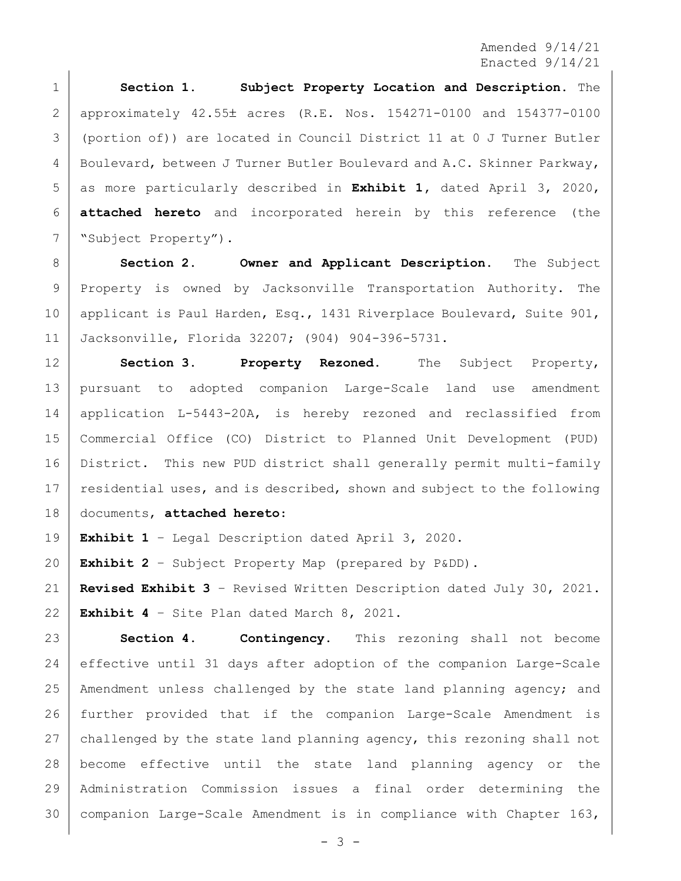Amended 9/14/21
Enacted 9/14/21

**Section 1. Subject Property Location and Description.** The approximately 42.55± acres (R.E. Nos. 154271-0100 and 154377-0100 (portion of)) are located in Council District 11 at 0 J Turner Butler Boulevard, between J Turner Butler Boulevard and A.C. Skinner Parkway, as more particularly described in **Exhibit 1**, dated April 3, 2020, **attached hereto** and incorporated herein by this reference (the "Subject Property").

**Section 2. Owner and Applicant Description.** The Subject Property is owned by Jacksonville Transportation Authority. The applicant is Paul Harden, Esq., 1431 Riverplace Boulevard, Suite 901, Jacksonville, Florida 32207; (904) 904-396-5731.

**Section 3. Property Rezoned.** The Subject Property, pursuant to adopted companion Large-Scale land use amendment application L-5443-20A, is hereby rezoned and reclassified from Commercial Office (CO) District to Planned Unit Development (PUD) District. This new PUD district shall generally permit multi-family residential uses, and is described, shown and subject to the following documents, **attached hereto**:

**Exhibit 1** – Legal Description dated April 3, 2020.

**Exhibit 2** – Subject Property Map (prepared by P&DD).

**Revised Exhibit 3** – Revised Written Description dated July 30, 2021.

**Exhibit 4** – Site Plan dated March 8, 2021.

**Section 4. Contingency.** This rezoning shall not become effective until 31 days after adoption of the companion Large-Scale Amendment unless challenged by the state land planning agency; and further provided that if the companion Large-Scale Amendment is challenged by the state land planning agency, this rezoning shall not become effective until the state land planning agency or the Administration Commission issues a final order determining the companion Large-Scale Amendment is in compliance with Chapter 163,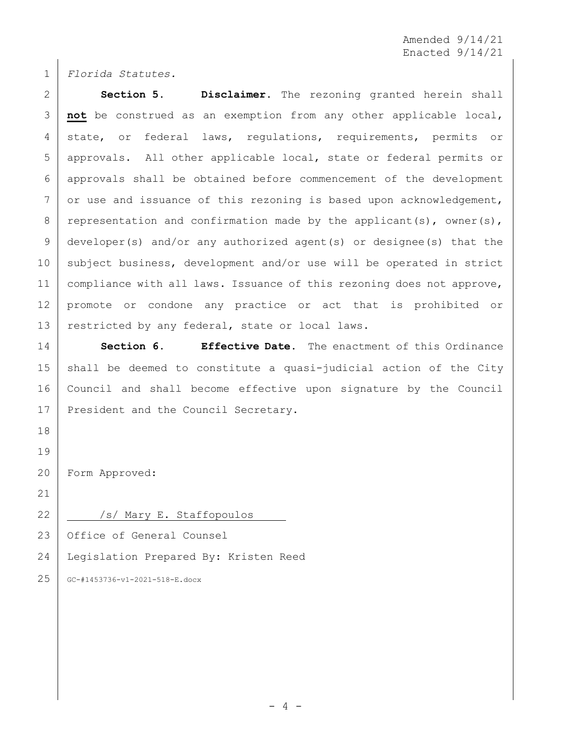Amended 9/14/21
Enacted 9/14/21

*Florida Statutes.*

**Section 5. Disclaimer.** The rezoning granted herein shall **not** be construed as an exemption from any other applicable local, state, or federal laws, regulations, requirements, permits or approvals. All other applicable local, state or federal permits or approvals shall be obtained before commencement of the development or use and issuance of this rezoning is based upon acknowledgement, representation and confirmation made by the applicant(s), owner(s), developer(s) and/or any authorized agent(s) or designee(s) that the subject business, development and/or use will be operated in strict compliance with all laws. Issuance of this rezoning does not approve, promote or condone any practice or act that is prohibited or restricted by any federal, state or local laws.

**Section 6. Effective Date.** The enactment of this Ordinance shall be deemed to constitute a quasi-judicial action of the City Council and shall become effective upon signature by the Council President and the Council Secretary.

Form Approved:

/s/ Mary E. Staffopoulos

Office of General Counsel

Legislation Prepared By: Kristen Reed

GC-#1453736-v1-2021-518-E.docx